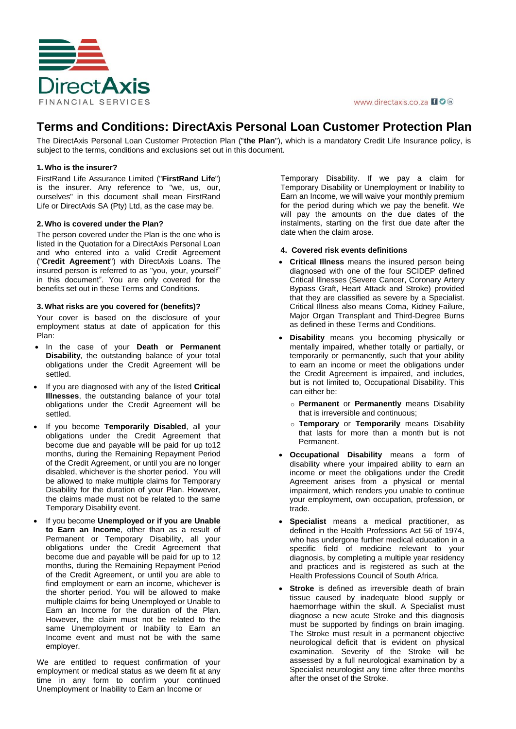# Terms and Conditions: DirectAxis Personal Loan Customer Protection Plan

The DirectAxis Personal Loan Customer Protection Plan ("**the Plan**"), which is a mandatory Credit Life Insurance policy, is subject to the terms, conditions and exclusions set out in this document.

### 1. Who is the insurer?

FirstRand Life Assurance Limited ("**FirstRand Life**") is the insurer. Any reference to "we, us, our, ourselves" in this document shall mean FirstRand Life or DirectAxis SA (Pty) Ltd, as the case may be.

### 2. Who is covered under the Plan?

The person covered under the Plan is the one who is listed in the Quotation for a DirectAxis Personal Loan and who entered into a valid Credit Agreement ("**Credit Agreement**") with DirectAxis Loans. The insured person is referred to as "you, your, yourself" in this document". You are only covered for the benefits set out in these Terms and Conditions.

### 3. What risks are you covered for (benefits)?

Your cover is based on the disclosure of your employment status at date of application for this Plan:

- In the case of your **Death or Permanent Disability**, the outstanding balance of your total obligations under the Credit Agreement will be settled.
- If you are diagnosed with any of the listed **Critical Illnesses**, the outstanding balance of your total obligations under the Credit Agreement will be settled.
- If you become **Temporarily Disabled**, all your obligations under the Credit Agreement that become due and payable will be paid for up to12 months, during the Remaining Repayment Period of the Credit Agreement, or until you are no longer disabled, whichever is the shorter period. You will be allowed to make multiple claims for Temporary Disability for the duration of your Plan. However, the claims made must not be related to the same Temporary Disability event.
- If you become **Unemployed or if you are Unable to Earn an Income**, other than as a result of Permanent or Temporary Disability, all your obligations under the Credit Agreement that become due and payable will be paid for up to 12 months, during the Remaining Repayment Period of the Credit Agreement, or until you are able to find employment or earn an income, whichever is the shorter period. You will be allowed to make multiple claims for being Unemployed or Unable to Earn an Income for the duration of the Plan. However, the claim must not be related to the same Unemployment or Inability to Earn an Income event and must not be with the same employer.

We are entitled to request confirmation of your employment or medical status as we deem fit at any time in any form to confirm your continued Unemployment or Inability to Earn an Income or Temporary Disability. If we pay a claim for Temporary Disability or Unemployment or Inability to Earn an Income, we will waive your monthly premium for the period during which we pay the benefit. We will pay the amounts on the due dates of the instalments, starting on the first due date after the date when the claim arose.

### 4. Covered risk events definitions

- **Critical Illness** means the insured person being diagnosed with one of the four SCIDEP defined Critical Illnesses (Severe Cancer, Coronary Artery Bypass Graft, Heart Attack and Stroke) provided that they are classified as severe by a Specialist. Critical Illness also means Coma, Kidney Failure, Major Organ Transplant and Third-Degree Burns as defined in these Terms and Conditions.
- **Disability** means you becoming physically or mentally impaired, whether totally or partially, or temporarily or permanently, such that your ability to earn an income or meet the obligations under the Credit Agreement is impaired, and includes, but is not limited to, Occupational Disability. This can either be:
  - **Permanent** or **Permanently** means Disability that is irreversible and continuous;
  - **Temporary** or **Temporarily** means Disability that lasts for more than a month but is not Permanent.
- **Occupational Disability** means a form of disability where your impaired ability to earn an income or meet the obligations under the Credit Agreement arises from a physical or mental impairment, which renders you unable to continue your employment, own occupation, profession, or trade.
- **Specialist** means a medical practitioner, as defined in the Health Professions Act 56 of 1974, who has undergone further medical education in a specific field of medicine relevant to your diagnosis, by completing a multiple year residency and practices and is registered as such at the Health Professions Council of South Africa.
- **Stroke** is defined as irreversible death of brain tissue caused by inadequate blood supply or haemorrhage within the skull. A Specialist must diagnose a new acute Stroke and this diagnosis must be supported by findings on brain imaging. The Stroke must result in a permanent objective neurological deficit that is evident on physical examination. Severity of the Stroke will be assessed by a full neurological examination by a Specialist neurologist any time after three months after the onset of the Stroke.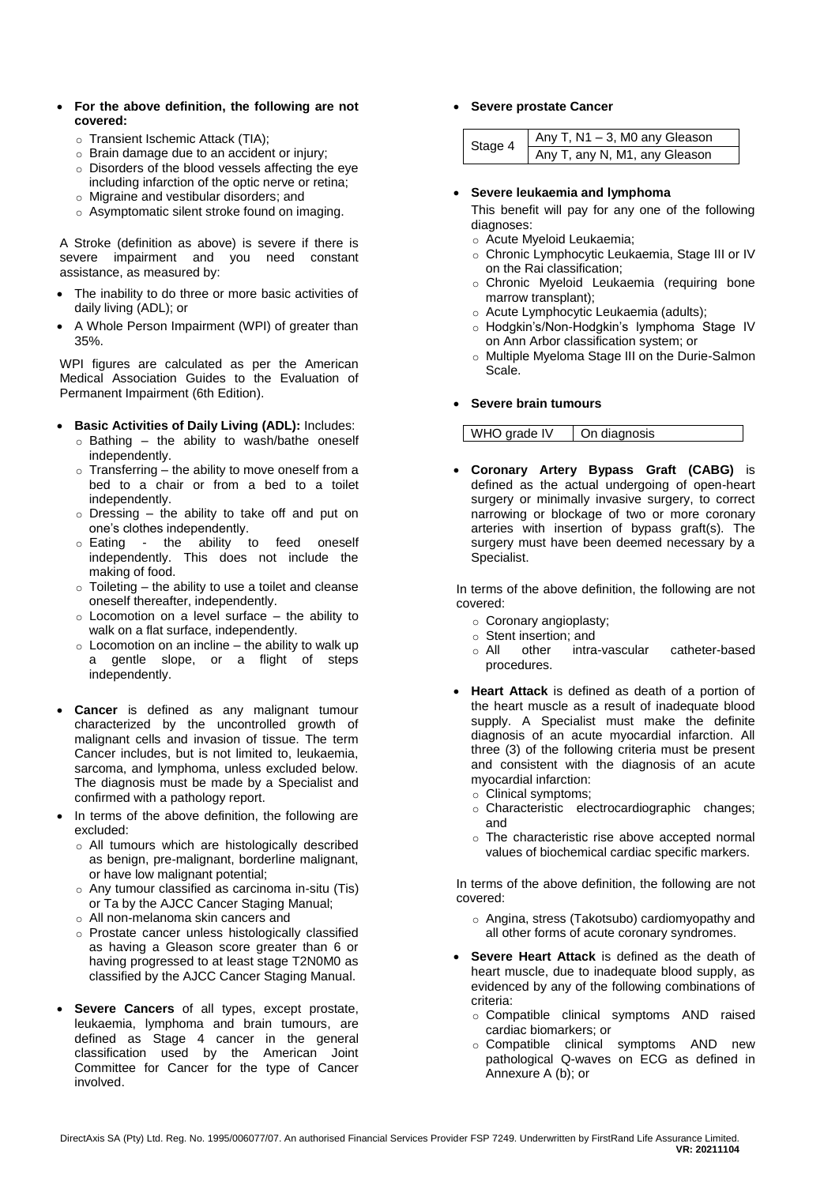- **For the above definition, the following are not covered:**
  - Transient Ischemic Attack (TIA);
  - Brain damage due to an accident or injury;
  - Disorders of the blood vessels affecting the eye including infarction of the optic nerve or retina;
  - Migraine and vestibular disorders; and
  - Asymptomatic silent stroke found on imaging.

A Stroke (definition as above) is severe if there is severe impairment and you need constant assistance, as measured by:

- The inability to do three or more basic activities of daily living (ADL); or
- A Whole Person Impairment (WPI) of greater than 35%.

WPI figures are calculated as per the American Medical Association Guides to the Evaluation of Permanent Impairment (6th Edition).

- **Basic Activities of Daily Living (ADL):** Includes:
  - Bathing – the ability to wash/bathe oneself independently.
  - Transferring – the ability to move oneself from a bed to a chair or from a bed to a toilet independently.
  - Dressing – the ability to take off and put on one's clothes independently.
  - Eating - the ability to feed oneself independently. This does not include the making of food.
  - Toileting – the ability to use a toilet and cleanse oneself thereafter, independently.
  - Locomotion on a level surface – the ability to walk on a flat surface, independently.
  - Locomotion on an incline – the ability to walk up a gentle slope, or a flight of steps independently.

- **Cancer** is defined as any malignant tumour characterized by the uncontrolled growth of malignant cells and invasion of tissue. The term Cancer includes, but is not limited to, leukaemia, sarcoma, and lymphoma, unless excluded below. The diagnosis must be made by a Specialist and confirmed with a pathology report.
- In terms of the above definition, the following are excluded:
  - All tumours which are histologically described as benign, pre-malignant, borderline malignant, or have low malignant potential;
  - Any tumour classified as carcinoma in-situ (Tis) or Ta by the AJCC Cancer Staging Manual;
  - All non-melanoma skin cancers and
  - Prostate cancer unless histologically classified as having a Gleason score greater than 6 or having progressed to at least stage T2N0M0 as classified by the AJCC Cancer Staging Manual.

- **Severe Cancers** of all types, except prostate, leukaemia, lymphoma and brain tumours, are defined as Stage 4 cancer in the general classification used by the American Joint Committee for Cancer for the type of Cancer involved.

- **Severe prostate Cancer**

| Stage 4 | Any T, N1 – 3, M0 any Gleason |
|---|---|
| | Any T, any N, M1, any Gleason |

- **Severe leukaemia and lymphoma**

  This benefit will pay for any one of the following diagnoses:
  - Acute Myeloid Leukaemia;
  - Chronic Lymphocytic Leukaemia, Stage III or IV on the Rai classification;
  - Chronic Myeloid Leukaemia (requiring bone marrow transplant);
  - Acute Lymphocytic Leukaemia (adults);
  - Hodgkin's/Non-Hodgkin's lymphoma Stage IV on Ann Arbor classification system; or
  - Multiple Myeloma Stage III on the Durie-Salmon Scale.

- **Severe brain tumours**

| WHO grade IV | On diagnosis |
|---|---|

- **Coronary Artery Bypass Graft (CABG)** is defined as the actual undergoing of open-heart surgery or minimally invasive surgery, to correct narrowing or blockage of two or more coronary arteries with insertion of bypass graft(s). The surgery must have been deemed necessary by a Specialist.

In terms of the above definition, the following are not covered:

  - Coronary angioplasty;
  - Stent insertion; and
  - All other intra-vascular catheter-based procedures.

- **Heart Attack** is defined as death of a portion of the heart muscle as a result of inadequate blood supply. A Specialist must make the definite diagnosis of an acute myocardial infarction. All three (3) of the following criteria must be present and consistent with the diagnosis of an acute myocardial infarction:
  - Clinical symptoms;
  - Characteristic electrocardiographic changes; and
  - The characteristic rise above accepted normal values of biochemical cardiac specific markers.

In terms of the above definition, the following are not covered:

  - Angina, stress (Takotsubo) cardiomyopathy and all other forms of acute coronary syndromes.

- **Severe Heart Attack** is defined as the death of heart muscle, due to inadequate blood supply, as evidenced by any of the following combinations of criteria:
  - Compatible clinical symptoms AND raised cardiac biomarkers; or
  - Compatible clinical symptoms AND new pathological Q-waves on ECG as defined in Annexure A (b); or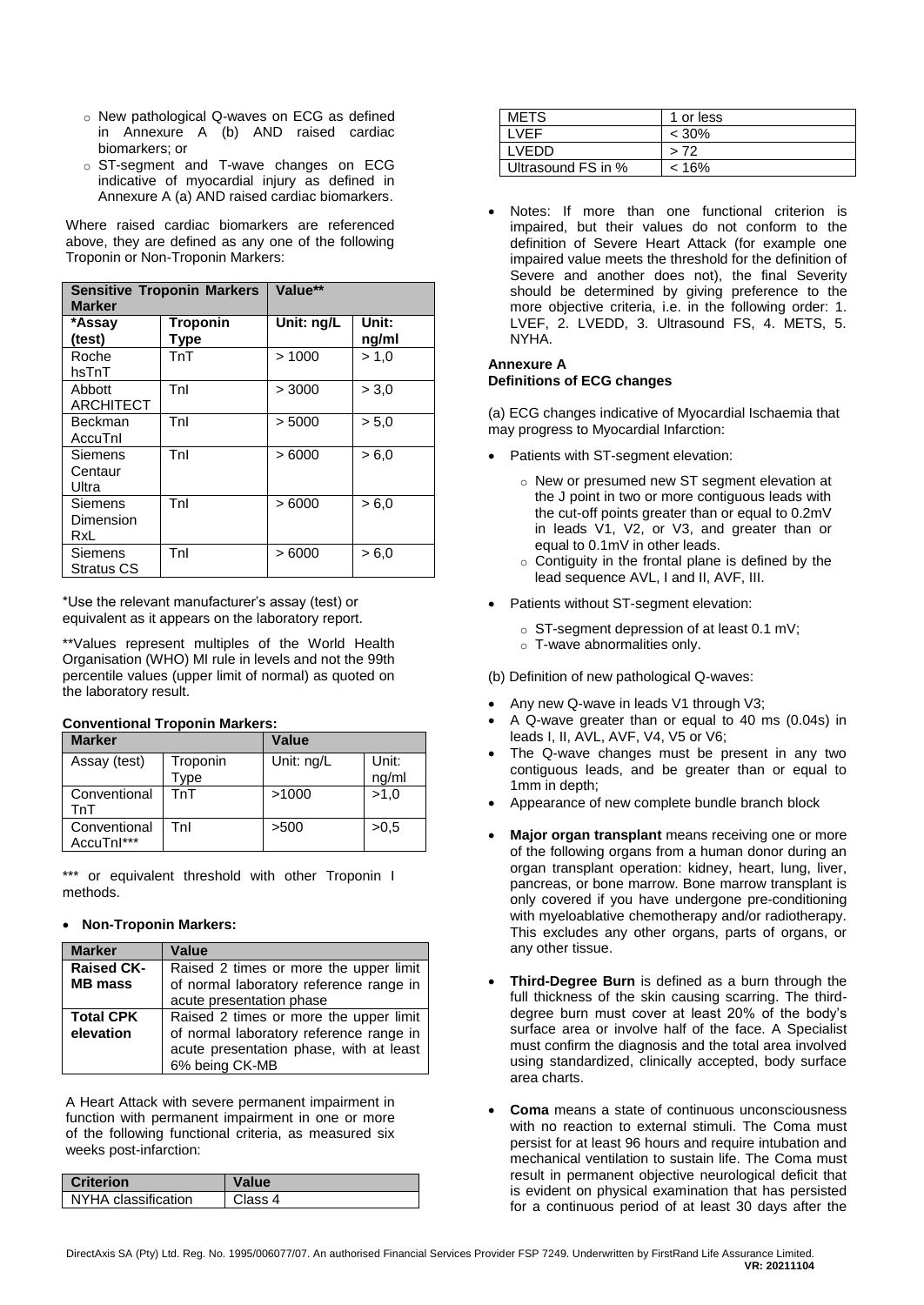- New pathological Q-waves on ECG as defined in Annexure A (b) AND raised cardiac biomarkers; or
- ST-segment and T-wave changes on ECG indicative of myocardial injury as defined in Annexure A (a) AND raised cardiac biomarkers.

Where raised cardiac biomarkers are referenced above, they are defined as any one of the following Troponin or Non-Troponin Markers:

| **Sensitive Troponin Markers Marker** | | **Value**** | |
|---|---|---|---|
| ***Assay (test)** | **Troponin Type** | **Unit: ng/L** | **Unit: ng/ml** |
| Roche hsTnT | TnT | > 1000 | > 1,0 |
| Abbott ARCHITECT | TnI | > 3000 | > 3,0 |
| Beckman AccuTnI | TnI | > 5000 | > 5,0 |
| Siemens Centaur Ultra | TnI | > 6000 | > 6,0 |
| Siemens Dimension RxL | TnI | > 6000 | > 6,0 |
| Siemens Stratus CS | TnI | > 6000 | > 6,0 |

*Use the relevant manufacturer's assay (test) or equivalent as it appears on the laboratory report.

**Values represent multiples of the World Health Organisation (WHO) MI rule in levels and not the 99th percentile values (upper limit of normal) as quoted on the laboratory result.

**Conventional Troponin Markers:**

| **Marker** | | **Value** | |
|---|---|---|---|
| Assay (test) | Troponin Type | Unit: ng/L | Unit: ng/ml |
| Conventional TnT | TnT | >1000 | >1,0 |
| Conventional AccuTnI*** | TnI | >500 | >0,5 |

*** or equivalent threshold with other Troponin I methods.

- **Non-Troponin Markers:**

| **Marker** | **Value** |
|---|---|
| **Raised CK-MB mass** | Raised 2 times or more the upper limit of normal laboratory reference range in acute presentation phase |
| **Total CPK elevation** | Raised 2 times or more the upper limit of normal laboratory reference range in acute presentation phase, with at least 6% being CK-MB |

A Heart Attack with severe permanent impairment in function with permanent impairment in one or more of the following functional criteria, as measured six weeks post-infarction:

| **Criterion** | **Value** |
|---|---|
| NYHA classification | Class 4 |
| METS | 1 or less |
| LVEF | < 30% |
| LVEDD | > 72 |
| Ultrasound FS in % | < 16% |

- Notes: If more than one functional criterion is impaired, but their values do not conform to the definition of Severe Heart Attack (for example one impaired value meets the threshold for the definition of Severe and another does not), the final Severity should be determined by giving preference to the more objective criteria, i.e. in the following order: 1. LVEF, 2. LVEDD, 3. Ultrasound FS, 4. METS, 5. NYHA.

**Annexure A**
**Definitions of ECG changes**

(a) ECG changes indicative of Myocardial Ischaemia that may progress to Myocardial Infarction:

- Patients with ST-segment elevation:
  - New or presumed new ST segment elevation at the J point in two or more contiguous leads with the cut-off points greater than or equal to 0.2mV in leads V1, V2, or V3, and greater than or equal to 0.1mV in other leads.
  - Contiguity in the frontal plane is defined by the lead sequence AVL, I and II, AVF, III.
- Patients without ST-segment elevation:
  - ST-segment depression of at least 0.1 mV;
  - T-wave abnormalities only.

(b) Definition of new pathological Q-waves:

- Any new Q-wave in leads V1 through V3;
- A Q-wave greater than or equal to 40 ms (0.04s) in leads I, II, AVL, AVF, V4, V5 or V6;
- The Q-wave changes must be present in any two contiguous leads, and be greater than or equal to 1mm in depth;
- Appearance of new complete bundle branch block

- **Major organ transplant** means receiving one or more of the following organs from a human donor during an organ transplant operation: kidney, heart, lung, liver, pancreas, or bone marrow. Bone marrow transplant is only covered if you have undergone pre-conditioning with myeloablative chemotherapy and/or radiotherapy. This excludes any other organs, parts of organs, or any other tissue.

- **Third-Degree Burn** is defined as a burn through the full thickness of the skin causing scarring. The third-degree burn must cover at least 20% of the body's surface area or involve half of the face. A Specialist must confirm the diagnosis and the total area involved using standardized, clinically accepted, body surface area charts.

- **Coma** means a state of continuous unconsciousness with no reaction to external stimuli. The Coma must persist for at least 96 hours and require intubation and mechanical ventilation to sustain life. The Coma must result in permanent objective neurological deficit that is evident on physical examination that has persisted for a continuous period of at least 30 days after the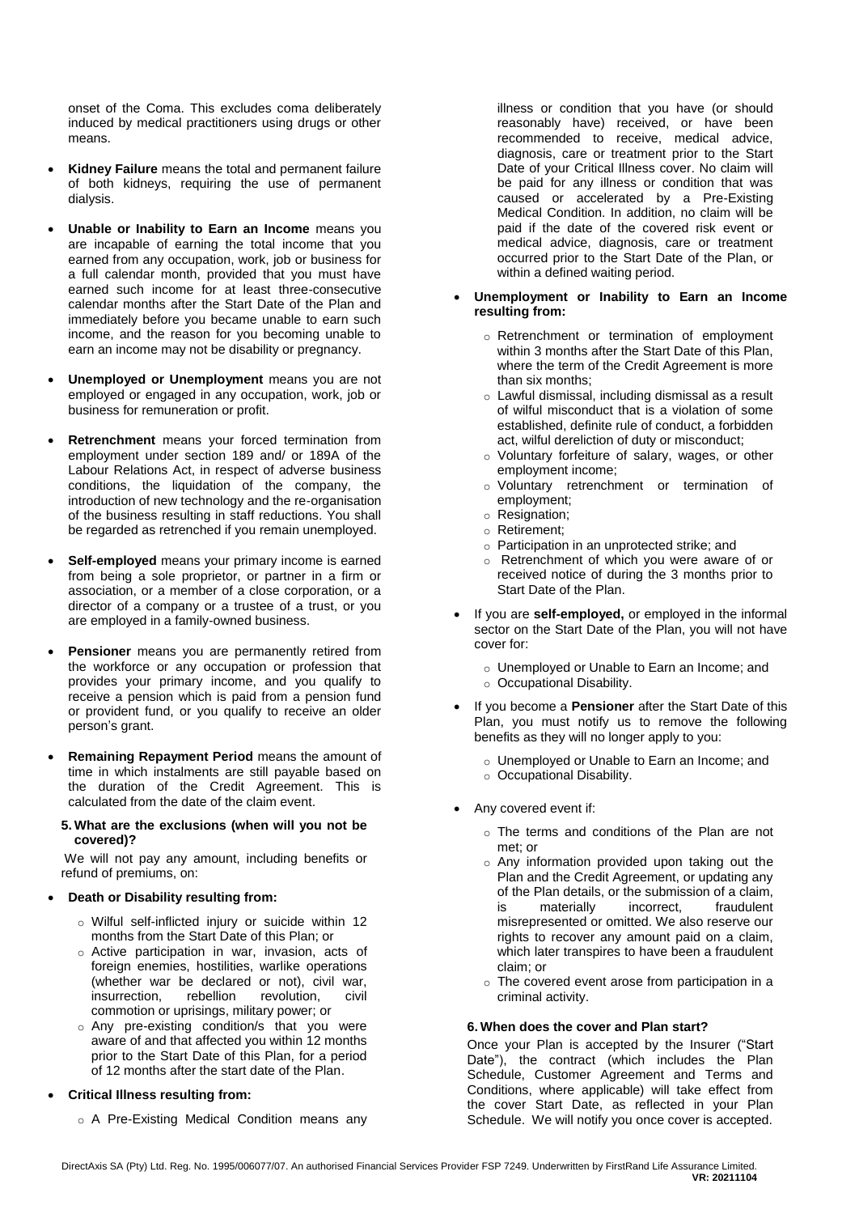onset of the Coma. This excludes coma deliberately induced by medical practitioners using drugs or other means.

- **Kidney Failure** means the total and permanent failure of both kidneys, requiring the use of permanent dialysis.
- **Unable or Inability to Earn an Income** means you are incapable of earning the total income that you earned from any occupation, work, job or business for a full calendar month, provided that you must have earned such income for at least three-consecutive calendar months after the Start Date of the Plan and immediately before you became unable to earn such income, and the reason for you becoming unable to earn an income may not be disability or pregnancy.
- **Unemployed or Unemployment** means you are not employed or engaged in any occupation, work, job or business for remuneration or profit.
- **Retrenchment** means your forced termination from employment under section 189 and/ or 189A of the Labour Relations Act, in respect of adverse business conditions, the liquidation of the company, the introduction of new technology and the re-organisation of the business resulting in staff reductions. You shall be regarded as retrenched if you remain unemployed.
- **Self-employed** means your primary income is earned from being a sole proprietor, or partner in a firm or association, or a member of a close corporation, or a director of a company or a trustee of a trust, or you are employed in a family-owned business.
- **Pensioner** means you are permanently retired from the workforce or any occupation or profession that provides your primary income, and you qualify to receive a pension which is paid from a pension fund or provident fund, or you qualify to receive an older person's grant.
- **Remaining Repayment Period** means the amount of time in which instalments are still payable based on the duration of the Credit Agreement. This is calculated from the date of the claim event.

### 5. What are the exclusions (when will you not be covered)?

We will not pay any amount, including benefits or refund of premiums, on:

- **Death or Disability resulting from:**
  - Wilful self-inflicted injury or suicide within 12 months from the Start Date of this Plan; or
  - Active participation in war, invasion, acts of foreign enemies, hostilities, warlike operations (whether war be declared or not), civil war, insurrection, rebellion revolution, civil commotion or uprisings, military power; or
  - Any pre-existing condition/s that you were aware of and that affected you within 12 months prior to the Start Date of this Plan, for a period of 12 months after the start date of the Plan.
- **Critical Illness resulting from:**
  - A Pre-Existing Medical Condition means any illness or condition that you have (or should reasonably have) received, or have been recommended to receive, medical advice, diagnosis, care or treatment prior to the Start Date of your Critical Illness cover. No claim will be paid for any illness or condition that was caused or accelerated by a Pre-Existing Medical Condition. In addition, no claim will be paid if the date of the covered risk event or medical advice, diagnosis, care or treatment occurred prior to the Start Date of the Plan, or within a defined waiting period.
- **Unemployment or Inability to Earn an Income resulting from:**
  - Retrenchment or termination of employment within 3 months after the Start Date of this Plan, where the term of the Credit Agreement is more than six months;
  - Lawful dismissal, including dismissal as a result of wilful misconduct that is a violation of some established, definite rule of conduct, a forbidden act, wilful dereliction of duty or misconduct;
  - Voluntary forfeiture of salary, wages, or other employment income;
  - Voluntary retrenchment or termination of employment;
  - Resignation;
  - Retirement;
  - Participation in an unprotected strike; and
  - Retrenchment of which you were aware of or received notice of during the 3 months prior to Start Date of the Plan.
- If you are **self-employed,** or employed in the informal sector on the Start Date of the Plan, you will not have cover for:
  - Unemployed or Unable to Earn an Income; and
  - Occupational Disability.
- If you become a **Pensioner** after the Start Date of this Plan, you must notify us to remove the following benefits as they will no longer apply to you:
  - Unemployed or Unable to Earn an Income; and
  - Occupational Disability.
- Any covered event if:
  - The terms and conditions of the Plan are not met; or
  - Any information provided upon taking out the Plan and the Credit Agreement, or updating any of the Plan details, or the submission of a claim, is materially incorrect, fraudulent misrepresented or omitted. We also reserve our rights to recover any amount paid on a claim, which later transpires to have been a fraudulent claim; or
  - The covered event arose from participation in a criminal activity.

### 6. When does the cover and Plan start?

Once your Plan is accepted by the Insurer ("Start Date"), the contract (which includes the Plan Schedule, Customer Agreement and Terms and Conditions, where applicable) will take effect from the cover Start Date, as reflected in your Plan Schedule. We will notify you once cover is accepted.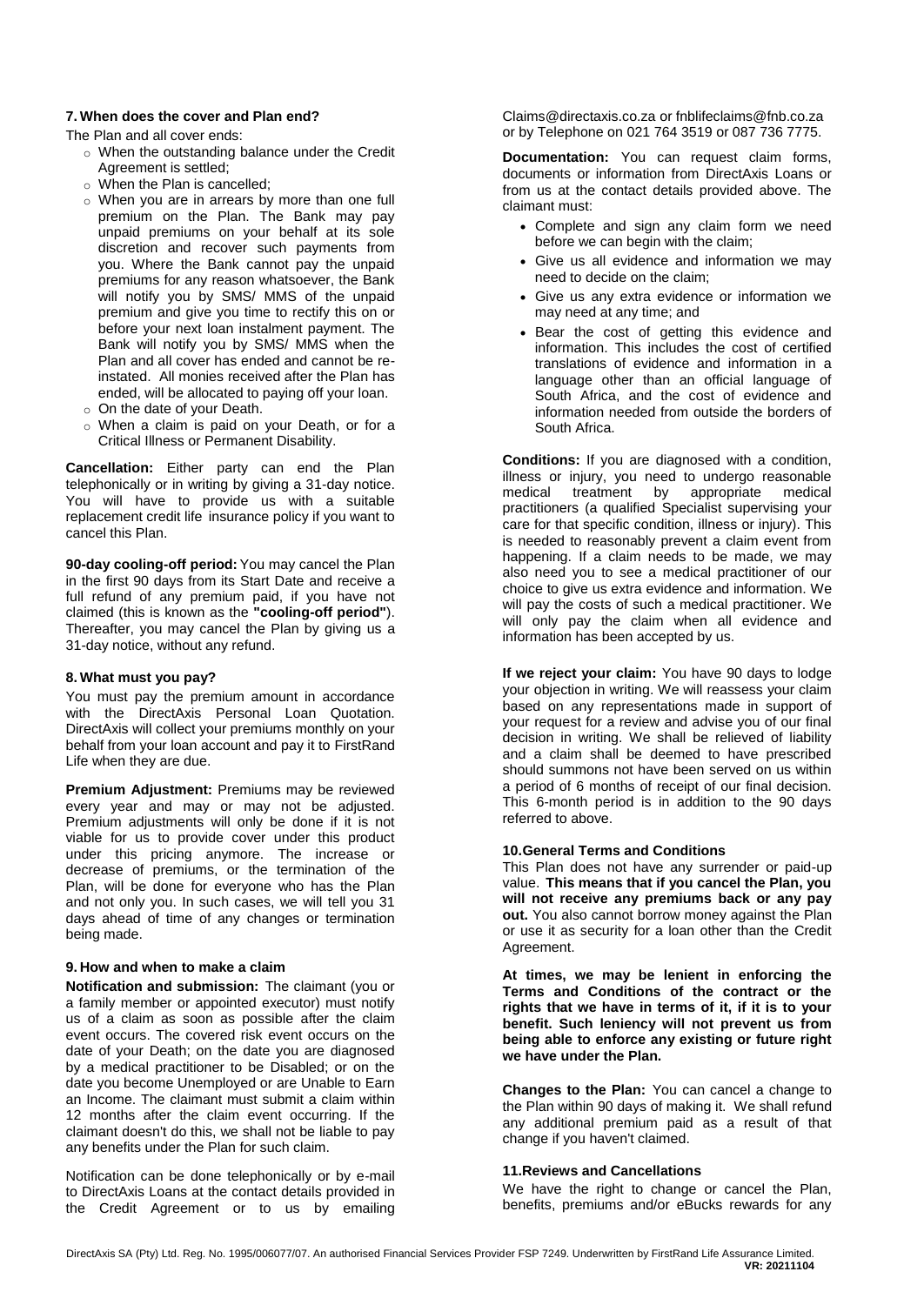### 7. When does the cover and Plan end?

The Plan and all cover ends:

- When the outstanding balance under the Credit Agreement is settled;
- When the Plan is cancelled;
- When you are in arrears by more than one full premium on the Plan. The Bank may pay unpaid premiums on your behalf at its sole discretion and recover such payments from you. Where the Bank cannot pay the unpaid premiums for any reason whatsoever, the Bank will notify you by SMS/ MMS of the unpaid premium and give you time to rectify this on or before your next loan instalment payment. The Bank will notify you by SMS/ MMS when the Plan and all cover has ended and cannot be re-instated. All monies received after the Plan has ended, will be allocated to paying off your loan.
- On the date of your Death.
- When a claim is paid on your Death, or for a Critical Illness or Permanent Disability.

**Cancellation:** Either party can end the Plan telephonically or in writing by giving a 31-day notice. You will have to provide us with a suitable replacement credit life insurance policy if you want to cancel this Plan.

**90-day cooling-off period:** You may cancel the Plan in the first 90 days from its Start Date and receive a full refund of any premium paid, if you have not claimed (this is known as the **"cooling-off period"**). Thereafter, you may cancel the Plan by giving us a 31-day notice, without any refund.

### 8. What must you pay?

You must pay the premium amount in accordance with the DirectAxis Personal Loan Quotation. DirectAxis will collect your premiums monthly on your behalf from your loan account and pay it to FirstRand Life when they are due.

**Premium Adjustment:** Premiums may be reviewed every year and may or may not be adjusted. Premium adjustments will only be done if it is not viable for us to provide cover under this product under this pricing anymore. The increase or decrease of premiums, or the termination of the Plan, will be done for everyone who has the Plan and not only you. In such cases, we will tell you 31 days ahead of time of any changes or termination being made.

### 9. How and when to make a claim

**Notification and submission:** The claimant (you or a family member or appointed executor) must notify us of a claim as soon as possible after the claim event occurs. The covered risk event occurs on the date of your Death; on the date you are diagnosed by a medical practitioner to be Disabled; or on the date you become Unemployed or are Unable to Earn an Income. The claimant must submit a claim within 12 months after the claim event occurring. If the claimant doesn't do this, we shall not be liable to pay any benefits under the Plan for such claim.

Notification can be done telephonically or by e-mail to DirectAxis Loans at the contact details provided in the Credit Agreement or to us by emailing Claims@directaxis.co.za or fnblifeclaims@fnb.co.za or by Telephone on 021 764 3519 or 087 736 7775.

**Documentation:** You can request claim forms, documents or information from DirectAxis Loans or from us at the contact details provided above. The claimant must:

- Complete and sign any claim form we need before we can begin with the claim;
- Give us all evidence and information we may need to decide on the claim;
- Give us any extra evidence or information we may need at any time; and
- Bear the cost of getting this evidence and information. This includes the cost of certified translations of evidence and information in a language other than an official language of South Africa, and the cost of evidence and information needed from outside the borders of South Africa.

**Conditions:** If you are diagnosed with a condition, illness or injury, you need to undergo reasonable medical treatment by appropriate medical practitioners (a qualified Specialist supervising your care for that specific condition, illness or injury). This is needed to reasonably prevent a claim event from happening. If a claim needs to be made, we may also need you to see a medical practitioner of our choice to give us extra evidence and information. We will pay the costs of such a medical practitioner. We will only pay the claim when all evidence and information has been accepted by us.

**If we reject your claim:** You have 90 days to lodge your objection in writing. We will reassess your claim based on any representations made in support of your request for a review and advise you of our final decision in writing. We shall be relieved of liability and a claim shall be deemed to have prescribed should summons not have been served on us within a period of 6 months of receipt of our final decision. This 6-month period is in addition to the 90 days referred to above.

### 10. General Terms and Conditions

This Plan does not have any surrender or paid-up value. **This means that if you cancel the Plan, you will not receive any premiums back or any pay out.** You also cannot borrow money against the Plan or use it as security for a loan other than the Credit Agreement.

**At times, we may be lenient in enforcing the Terms and Conditions of the contract or the rights that we have in terms of it, if it is to your benefit. Such leniency will not prevent us from being able to enforce any existing or future right we have under the Plan.**

**Changes to the Plan:** You can cancel a change to the Plan within 90 days of making it. We shall refund any additional premium paid as a result of that change if you haven't claimed.

### 11. Reviews and Cancellations

We have the right to change or cancel the Plan, benefits, premiums and/or eBucks rewards for any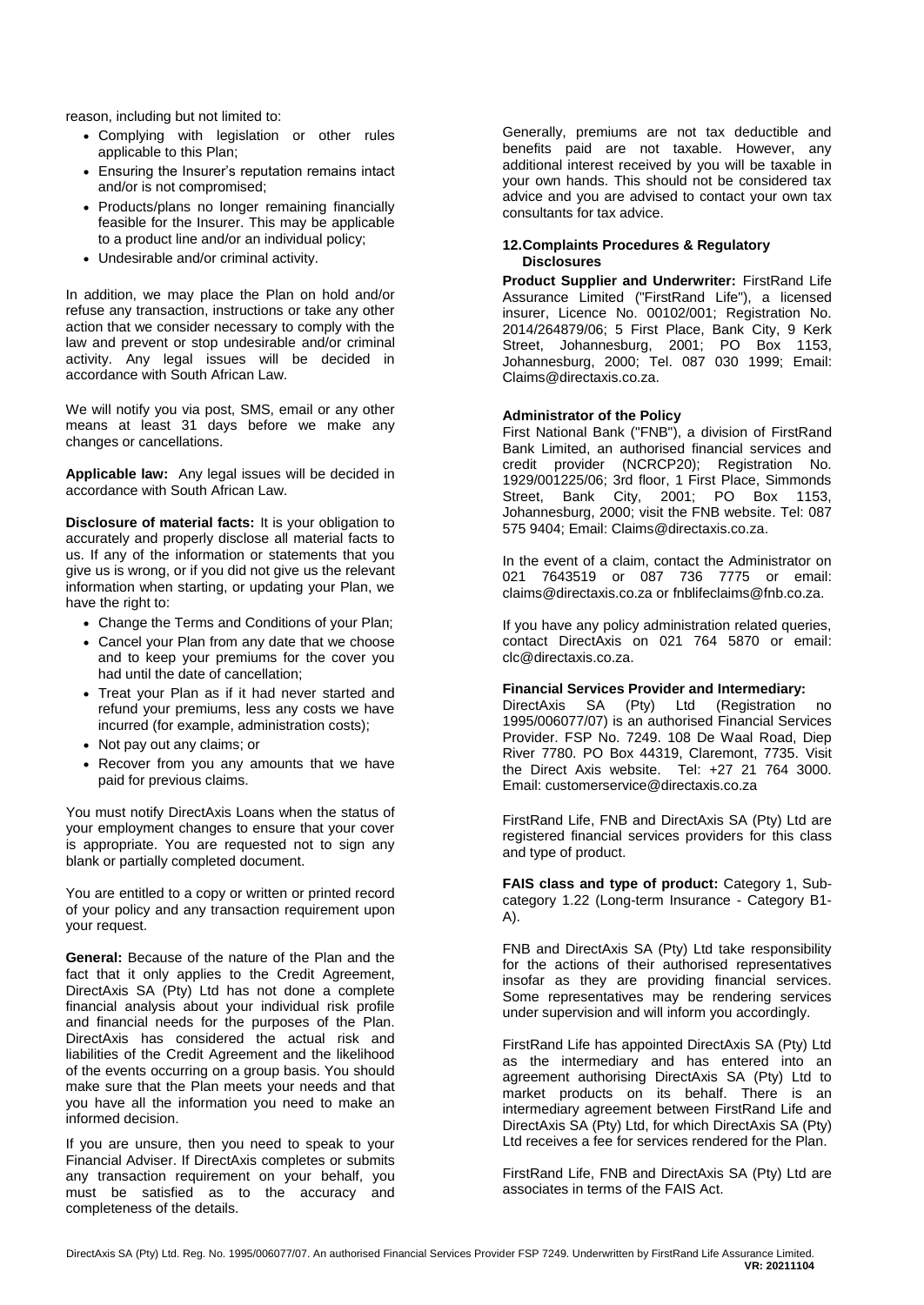reason, including but not limited to:

- Complying with legislation or other rules applicable to this Plan;
- Ensuring the Insurer's reputation remains intact and/or is not compromised;
- Products/plans no longer remaining financially feasible for the Insurer. This may be applicable to a product line and/or an individual policy;
- Undesirable and/or criminal activity.

In addition, we may place the Plan on hold and/or refuse any transaction, instructions or take any other action that we consider necessary to comply with the law and prevent or stop undesirable and/or criminal activity. Any legal issues will be decided in accordance with South African Law.

We will notify you via post, SMS, email or any other means at least 31 days before we make any changes or cancellations.

**Applicable law:** Any legal issues will be decided in accordance with South African Law.

**Disclosure of material facts:** It is your obligation to accurately and properly disclose all material facts to us. If any of the information or statements that you give us is wrong, or if you did not give us the relevant information when starting, or updating your Plan, we have the right to:

- Change the Terms and Conditions of your Plan;
- Cancel your Plan from any date that we choose and to keep your premiums for the cover you had until the date of cancellation;
- Treat your Plan as if it had never started and refund your premiums, less any costs we have incurred (for example, administration costs);
- Not pay out any claims; or
- Recover from you any amounts that we have paid for previous claims.

You must notify DirectAxis Loans when the status of your employment changes to ensure that your cover is appropriate. You are requested not to sign any blank or partially completed document.

You are entitled to a copy or written or printed record of your policy and any transaction requirement upon your request.

**General:** Because of the nature of the Plan and the fact that it only applies to the Credit Agreement, DirectAxis SA (Pty) Ltd has not done a complete financial analysis about your individual risk profile and financial needs for the purposes of the Plan. DirectAxis has considered the actual risk and liabilities of the Credit Agreement and the likelihood of the events occurring on a group basis. You should make sure that the Plan meets your needs and that you have all the information you need to make an informed decision.

If you are unsure, then you need to speak to your Financial Adviser. If DirectAxis completes or submits any transaction requirement on your behalf, you must be satisfied as to the accuracy and completeness of the details.

Generally, premiums are not tax deductible and benefits paid are not taxable. However, any additional interest received by you will be taxable in your own hands. This should not be considered tax advice and you are advised to contact your own tax consultants for tax advice.

## 12. Complaints Procedures & Regulatory Disclosures

**Product Supplier and Underwriter:** FirstRand Life Assurance Limited ("FirstRand Life"), a licensed insurer, Licence No. 00102/001; Registration No. 2014/264879/06; 5 First Place, Bank City, 9 Kerk Street, Johannesburg, 2001; PO Box 1153, Johannesburg, 2000; Tel. 087 030 1999; Email: Claims@directaxis.co.za.

**Administrator of the Policy**

First National Bank ("FNB"), a division of FirstRand Bank Limited, an authorised financial services and credit provider (NCRCP20); Registration No. 1929/001225/06; 3rd floor, 1 First Place, Simmonds Street, Bank City, 2001; PO Box 1153, Johannesburg, 2000; visit the FNB website. Tel: 087 575 9404; Email: Claims@directaxis.co.za.

In the event of a claim, contact the Administrator on 021 7643519 or 087 736 7775 or email: claims@directaxis.co.za or fnblifeclaims@fnb.co.za.

If you have any policy administration related queries, contact DirectAxis on 021 764 5870 or email: clc@directaxis.co.za.

**Financial Services Provider and Intermediary:**

DirectAxis SA (Pty) Ltd (Registration no 1995/006077/07) is an authorised Financial Services Provider. FSP No. 7249. 108 De Waal Road, Diep River 7780. PO Box 44319, Claremont, 7735. Visit the Direct Axis website. Tel: +27 21 764 3000. Email: customerservice@directaxis.co.za

FirstRand Life, FNB and DirectAxis SA (Pty) Ltd are registered financial services providers for this class and type of product.

**FAIS class and type of product:** Category 1, Sub-category 1.22 (Long-term Insurance - Category B1-A).

FNB and DirectAxis SA (Pty) Ltd take responsibility for the actions of their authorised representatives insofar as they are providing financial services. Some representatives may be rendering services under supervision and will inform you accordingly.

FirstRand Life has appointed DirectAxis SA (Pty) Ltd as the intermediary and has entered into an agreement authorising DirectAxis SA (Pty) Ltd to market products on its behalf. There is an intermediary agreement between FirstRand Life and DirectAxis SA (Pty) Ltd, for which DirectAxis SA (Pty) Ltd receives a fee for services rendered for the Plan.

FirstRand Life, FNB and DirectAxis SA (Pty) Ltd are associates in terms of the FAIS Act.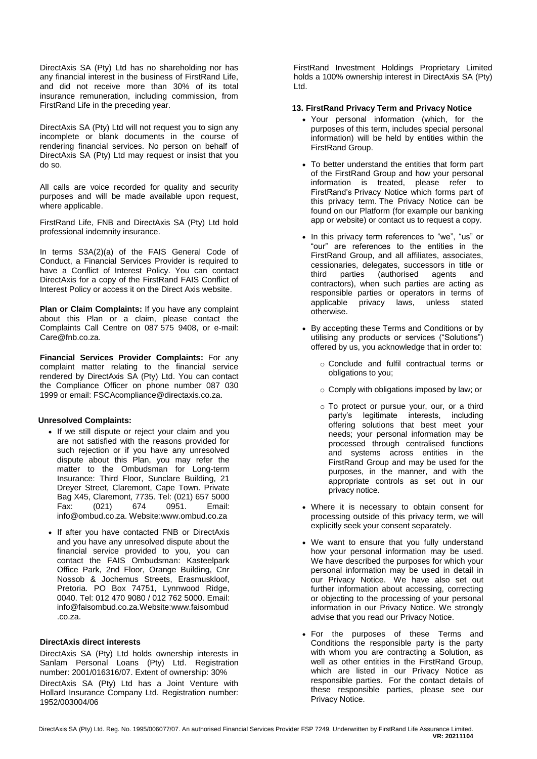DirectAxis SA (Pty) Ltd has no shareholding nor has any financial interest in the business of FirstRand Life, and did not receive more than 30% of its total insurance remuneration, including commission, from FirstRand Life in the preceding year.

DirectAxis SA (Pty) Ltd will not request you to sign any incomplete or blank documents in the course of rendering financial services. No person on behalf of DirectAxis SA (Pty) Ltd may request or insist that you do so.

All calls are voice recorded for quality and security purposes and will be made available upon request, where applicable.

FirstRand Life, FNB and DirectAxis SA (Pty) Ltd hold professional indemnity insurance.

In terms S3A(2)(a) of the FAIS General Code of Conduct, a Financial Services Provider is required to have a Conflict of Interest Policy. You can contact DirectAxis for a copy of the FirstRand FAIS Conflict of Interest Policy or access it on the Direct Axis website.

**Plan or Claim Complaints:** If you have any complaint about this Plan or a claim, please contact the Complaints Call Centre on 087 575 9408, or e-mail: Care@fnb.co.za.

**Financial Services Provider Complaints:** For any complaint matter relating to the financial service rendered by DirectAxis SA (Pty) Ltd. You can contact the Compliance Officer on phone number 087 030 1999 or email: FSCAcompliance@directaxis.co.za.

**Unresolved Complaints:**

- If we still dispute or reject your claim and you are not satisfied with the reasons provided for such rejection or if you have any unresolved dispute about this Plan, you may refer the matter to the Ombudsman for Long-term Insurance: Third Floor, Sunclare Building, 21 Dreyer Street, Claremont, Cape Town. Private Bag X45, Claremont, 7735. Tel: (021) 657 5000 Fax: (021) 674 0951. Email: info@ombud.co.za. Website:www.ombud.co.za
- If after you have contacted FNB or DirectAxis and you have any unresolved dispute about the financial service provided to you, you can contact the FAIS Ombudsman: Kasteelpark Office Park, 2nd Floor, Orange Building, Cnr Nossob & Jochemus Streets, Erasmuskloof, Pretoria. PO Box 74751, Lynnwood Ridge, 0040. Tel: 012 470 9080 / 012 762 5000. Email: info@faisombud.co.za.Website:www.faisombud.co.za.

**DirectAxis direct interests**

DirectAxis SA (Pty) Ltd holds ownership interests in Sanlam Personal Loans (Pty) Ltd. Registration number: 2001/016316/07. Extent of ownership: 30%

DirectAxis SA (Pty) Ltd has a Joint Venture with Hollard Insurance Company Ltd. Registration number: 1952/003004/06

FirstRand Investment Holdings Proprietary Limited holds a 100% ownership interest in DirectAxis SA (Pty) Ltd.

**13. FirstRand Privacy Term and Privacy Notice**

- Your personal information (which, for the purposes of this term, includes special personal information) will be held by entities within the FirstRand Group.
- To better understand the entities that form part of the FirstRand Group and how your personal information is treated, please refer to FirstRand's Privacy Notice which forms part of this privacy term. The Privacy Notice can be found on our Platform (for example our banking app or website) or contact us to request a copy.
- In this privacy term references to "we", "us" or "our" are references to the entities in the FirstRand Group, and all affiliates, associates, cessionaries, delegates, successors in title or third parties (authorised agents and contractors), when such parties are acting as responsible parties or operators in terms of applicable privacy laws, unless stated otherwise.
- By accepting these Terms and Conditions or by utilising any products or services ("Solutions") offered by us, you acknowledge that in order to:
  - Conclude and fulfil contractual terms or obligations to you;
  - Comply with obligations imposed by law; or
  - To protect or pursue your, our, or a third party's legitimate interests, including offering solutions that best meet your needs; your personal information may be processed through centralised functions and systems across entities in the FirstRand Group and may be used for the purposes, in the manner, and with the appropriate controls as set out in our privacy notice.
- Where it is necessary to obtain consent for processing outside of this privacy term, we will explicitly seek your consent separately.
- We want to ensure that you fully understand how your personal information may be used. We have described the purposes for which your personal information may be used in detail in our Privacy Notice. We have also set out further information about accessing, correcting or objecting to the processing of your personal information in our Privacy Notice. We strongly advise that you read our Privacy Notice.
- For the purposes of these Terms and Conditions the responsible party is the party with whom you are contracting a Solution, as well as other entities in the FirstRand Group, which are listed in our Privacy Notice as responsible parties. For the contact details of these responsible parties, please see our Privacy Notice.